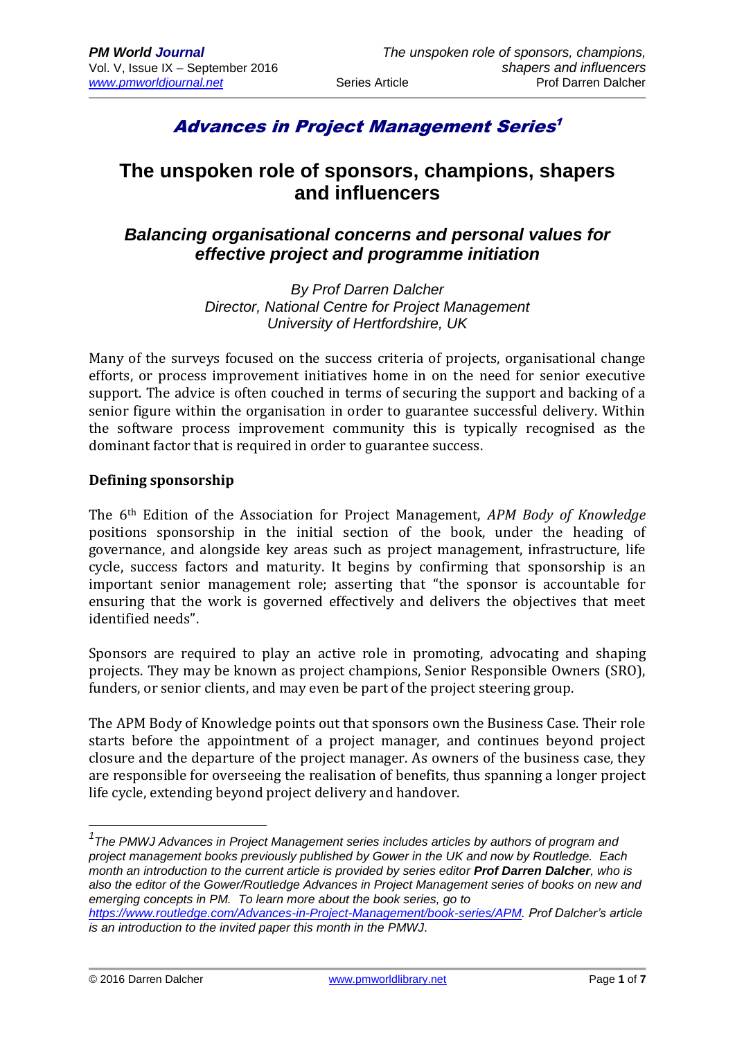## *Advances in Project Management Series*[1]

# The unspoken role of sponsors, champions, shapers and influencers

## *Balancing organisational concerns and personal values for effective project and programme initiation*

*By Prof Darren Dalcher*
*Director, National Centre for Project Management*
*University of Hertfordshire, UK*

Many of the surveys focused on the success criteria of projects, organisational change efforts, or process improvement initiatives home in on the need for senior executive support. The advice is often couched in terms of securing the support and backing of a senior figure within the organisation in order to guarantee successful delivery. Within the software process improvement community this is typically recognised as the dominant factor that is required in order to guarantee success.

### Defining sponsorship

The 6th Edition of the Association for Project Management, *APM Body of Knowledge* positions sponsorship in the initial section of the book, under the heading of governance, and alongside key areas such as project management, infrastructure, life cycle, success factors and maturity. It begins by confirming that sponsorship is an important senior management role; asserting that "the sponsor is accountable for ensuring that the work is governed effectively and delivers the objectives that meet identified needs".

Sponsors are required to play an active role in promoting, advocating and shaping projects. They may be known as project champions, Senior Responsible Owners (SRO), funders, or senior clients, and may even be part of the project steering group.

The APM Body of Knowledge points out that sponsors own the Business Case. Their role starts before the appointment of a project manager, and continues beyond project closure and the departure of the project manager. As owners of the business case, they are responsible for overseeing the realisation of benefits, thus spanning a longer project life cycle, extending beyond project delivery and handover.

---

[1] *The PMWJ Advances in Project Management series includes articles by authors of program and project management books previously published by Gower in the UK and now by Routledge. Each month an introduction to the current article is provided by series editor **Prof Darren Dalcher**, who is also the editor of the Gower/Routledge Advances in Project Management series of books on new and emerging concepts in PM. To learn more about the book series, go to [https://www.routledge.com/Advances-in-Project-Management/book-series/APM](https://www.routledge.com/Advances-in-Project-Management/book-series/APM). Prof Dalcher's article is an introduction to the invited paper this month in the PMWJ.*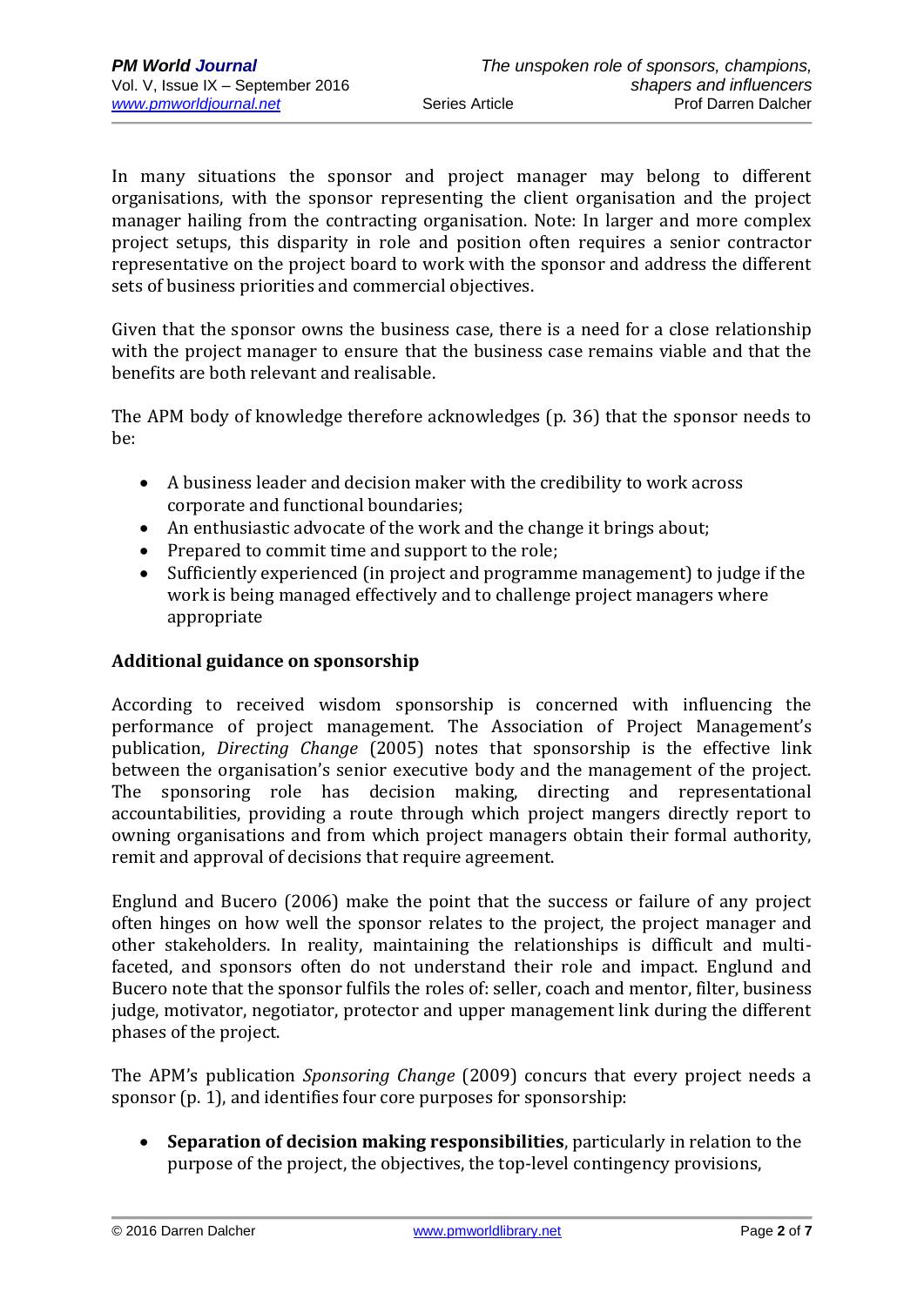In many situations the sponsor and project manager may belong to different organisations, with the sponsor representing the client organisation and the project manager hailing from the contracting organisation. Note: In larger and more complex project setups, this disparity in role and position often requires a senior contractor representative on the project board to work with the sponsor and address the different sets of business priorities and commercial objectives.

Given that the sponsor owns the business case, there is a need for a close relationship with the project manager to ensure that the business case remains viable and that the benefits are both relevant and realisable.

The APM body of knowledge therefore acknowledges (p. 36) that the sponsor needs to be:

- A business leader and decision maker with the credibility to work across corporate and functional boundaries;
- An enthusiastic advocate of the work and the change it brings about;
- Prepared to commit time and support to the role;
- Sufficiently experienced (in project and programme management) to judge if the work is being managed effectively and to challenge project managers where appropriate

**Additional guidance on sponsorship**

According to received wisdom sponsorship is concerned with influencing the performance of project management. The Association of Project Management's publication, *Directing Change* (2005) notes that sponsorship is the effective link between the organisation's senior executive body and the management of the project. The sponsoring role has decision making, directing and representational accountabilities, providing a route through which project mangers directly report to owning organisations and from which project managers obtain their formal authority, remit and approval of decisions that require agreement.

Englund and Bucero (2006) make the point that the success or failure of any project often hinges on how well the sponsor relates to the project, the project manager and other stakeholders. In reality, maintaining the relationships is difficult and multi-faceted, and sponsors often do not understand their role and impact. Englund and Bucero note that the sponsor fulfils the roles of: seller, coach and mentor, filter, business judge, motivator, negotiator, protector and upper management link during the different phases of the project.

The APM's publication *Sponsoring Change* (2009) concurs that every project needs a sponsor (p. 1), and identifies four core purposes for sponsorship:

- **Separation of decision making responsibilities**, particularly in relation to the purpose of the project, the objectives, the top-level contingency provisions,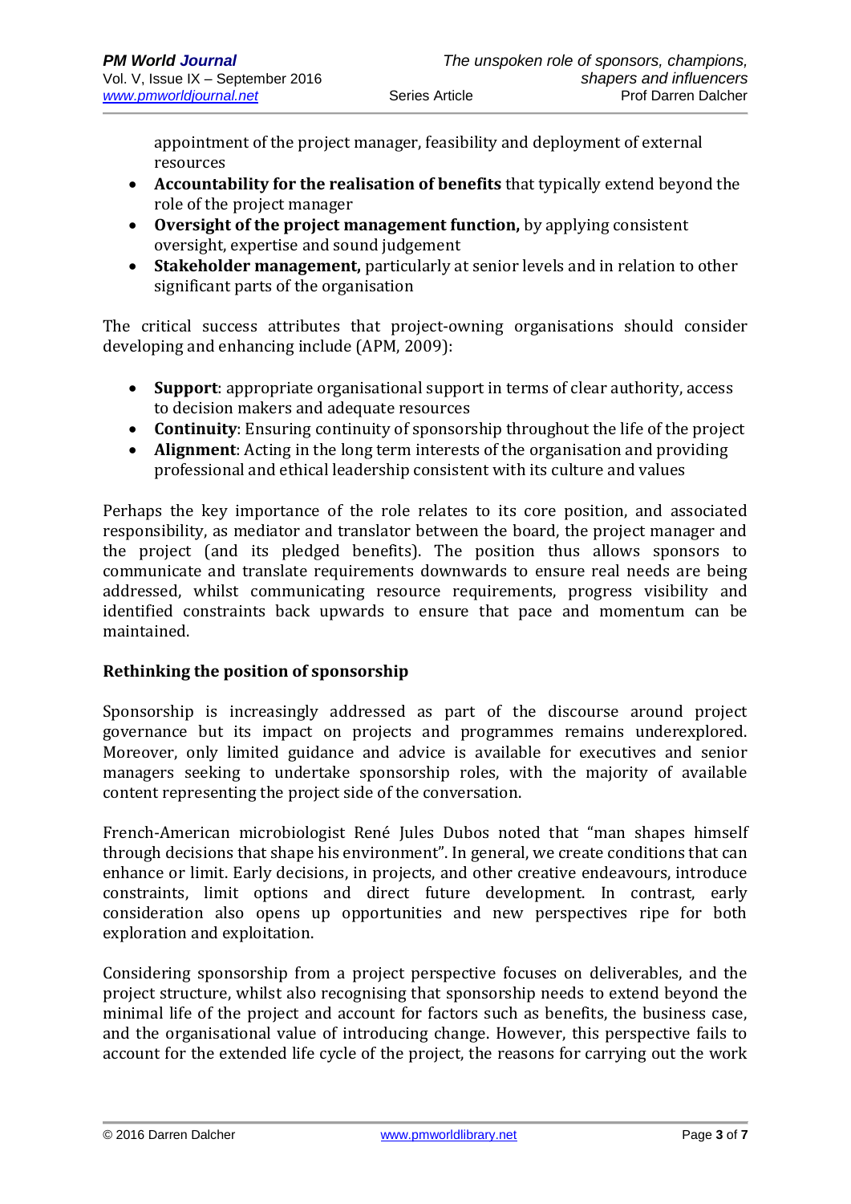appointment of the project manager, feasibility and deployment of external resources

- **Accountability for the realisation of benefits** that typically extend beyond the role of the project manager
- **Oversight of the project management function,** by applying consistent oversight, expertise and sound judgement
- **Stakeholder management,** particularly at senior levels and in relation to other significant parts of the organisation

The critical success attributes that project-owning organisations should consider developing and enhancing include (APM, 2009):

- **Support**: appropriate organisational support in terms of clear authority, access to decision makers and adequate resources
- **Continuity**: Ensuring continuity of sponsorship throughout the life of the project
- **Alignment**: Acting in the long term interests of the organisation and providing professional and ethical leadership consistent with its culture and values

Perhaps the key importance of the role relates to its core position, and associated responsibility, as mediator and translator between the board, the project manager and the project (and its pledged benefits). The position thus allows sponsors to communicate and translate requirements downwards to ensure real needs are being addressed, whilst communicating resource requirements, progress visibility and identified constraints back upwards to ensure that pace and momentum can be maintained.

**Rethinking the position of sponsorship**

Sponsorship is increasingly addressed as part of the discourse around project governance but its impact on projects and programmes remains underexplored. Moreover, only limited guidance and advice is available for executives and senior managers seeking to undertake sponsorship roles, with the majority of available content representing the project side of the conversation.

French-American microbiologist René Jules Dubos noted that "man shapes himself through decisions that shape his environment". In general, we create conditions that can enhance or limit. Early decisions, in projects, and other creative endeavours, introduce constraints, limit options and direct future development. In contrast, early consideration also opens up opportunities and new perspectives ripe for both exploration and exploitation.

Considering sponsorship from a project perspective focuses on deliverables, and the project structure, whilst also recognising that sponsorship needs to extend beyond the minimal life of the project and account for factors such as benefits, the business case, and the organisational value of introducing change. However, this perspective fails to account for the extended life cycle of the project, the reasons for carrying out the work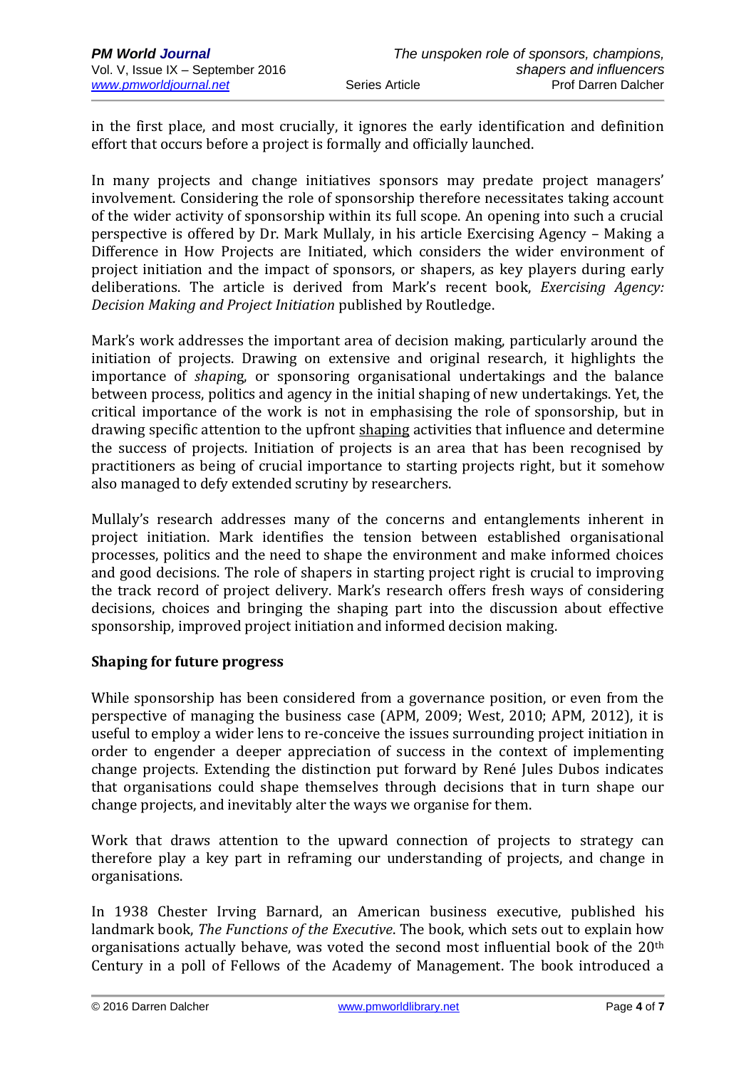in the first place, and most crucially, it ignores the early identification and definition effort that occurs before a project is formally and officially launched.

In many projects and change initiatives sponsors may predate project managers' involvement. Considering the role of sponsorship therefore necessitates taking account of the wider activity of sponsorship within its full scope. An opening into such a crucial perspective is offered by Dr. Mark Mullaly, in his article Exercising Agency – Making a Difference in How Projects are Initiated, which considers the wider environment of project initiation and the impact of sponsors, or shapers, as key players during early deliberations. The article is derived from Mark's recent book, *Exercising Agency: Decision Making and Project Initiation* published by Routledge.

Mark's work addresses the important area of decision making, particularly around the initiation of projects. Drawing on extensive and original research, it highlights the importance of *shaping*, or sponsoring organisational undertakings and the balance between process, politics and agency in the initial shaping of new undertakings. Yet, the critical importance of the work is not in emphasising the role of sponsorship, but in drawing specific attention to the upfront shaping activities that influence and determine the success of projects. Initiation of projects is an area that has been recognised by practitioners as being of crucial importance to starting projects right, but it somehow also managed to defy extended scrutiny by researchers.

Mullaly's research addresses many of the concerns and entanglements inherent in project initiation. Mark identifies the tension between established organisational processes, politics and the need to shape the environment and make informed choices and good decisions. The role of shapers in starting project right is crucial to improving the track record of project delivery. Mark's research offers fresh ways of considering decisions, choices and bringing the shaping part into the discussion about effective sponsorship, improved project initiation and informed decision making.

**Shaping for future progress**

While sponsorship has been considered from a governance position, or even from the perspective of managing the business case (APM, 2009; West, 2010; APM, 2012), it is useful to employ a wider lens to re-conceive the issues surrounding project initiation in order to engender a deeper appreciation of success in the context of implementing change projects. Extending the distinction put forward by René Jules Dubos indicates that organisations could shape themselves through decisions that in turn shape our change projects, and inevitably alter the ways we organise for them.

Work that draws attention to the upward connection of projects to strategy can therefore play a key part in reframing our understanding of projects, and change in organisations.

In 1938 Chester Irving Barnard, an American business executive, published his landmark book, *The Functions of the Executive*. The book, which sets out to explain how organisations actually behave, was voted the second most influential book of the 20th Century in a poll of Fellows of the Academy of Management. The book introduced a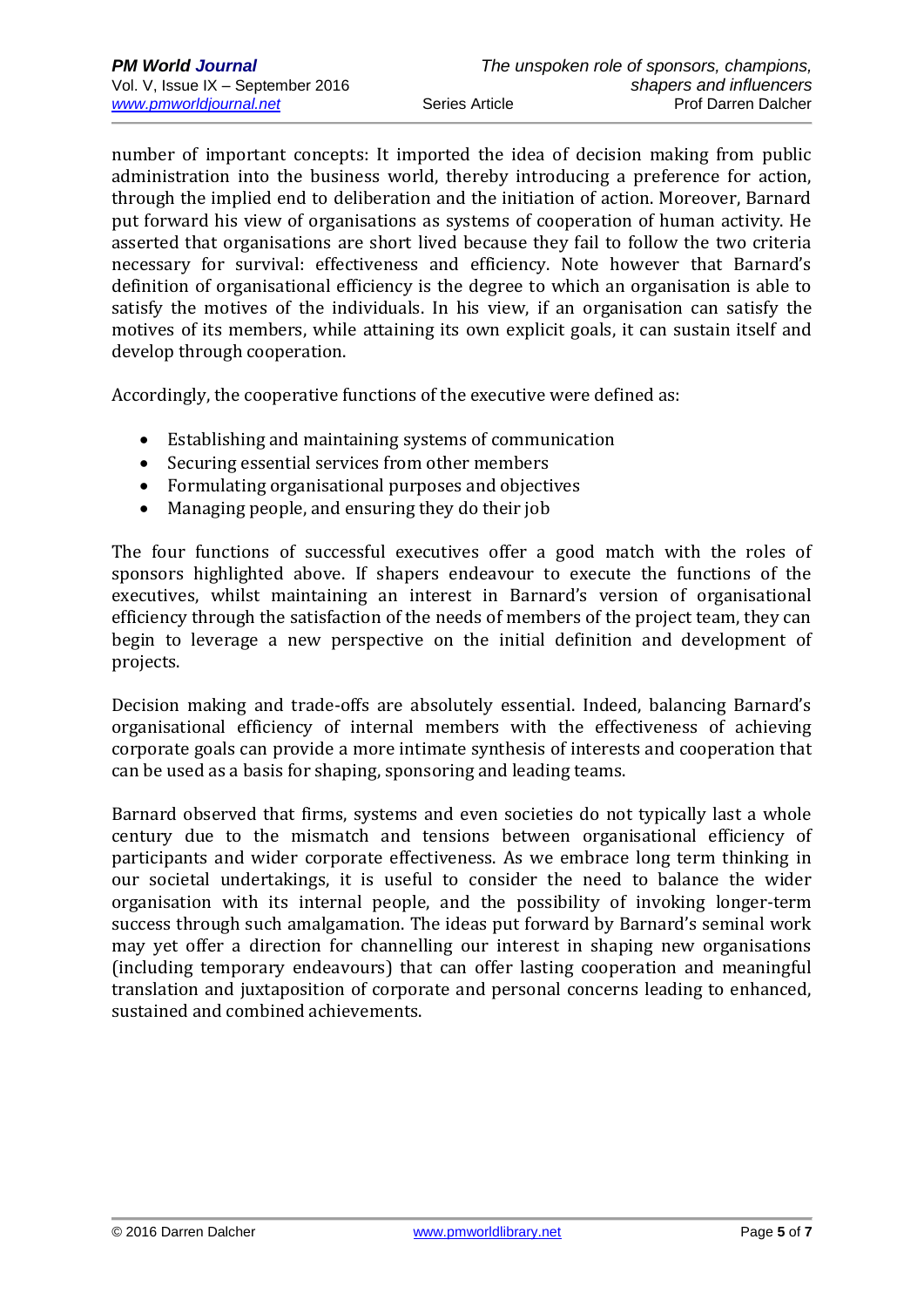number of important concepts: It imported the idea of decision making from public administration into the business world, thereby introducing a preference for action, through the implied end to deliberation and the initiation of action. Moreover, Barnard put forward his view of organisations as systems of cooperation of human activity. He asserted that organisations are short lived because they fail to follow the two criteria necessary for survival: effectiveness and efficiency. Note however that Barnard's definition of organisational efficiency is the degree to which an organisation is able to satisfy the motives of the individuals. In his view, if an organisation can satisfy the motives of its members, while attaining its own explicit goals, it can sustain itself and develop through cooperation.

Accordingly, the cooperative functions of the executive were defined as:

- Establishing and maintaining systems of communication
- Securing essential services from other members
- Formulating organisational purposes and objectives
- Managing people, and ensuring they do their job

The four functions of successful executives offer a good match with the roles of sponsors highlighted above. If shapers endeavour to execute the functions of the executives, whilst maintaining an interest in Barnard's version of organisational efficiency through the satisfaction of the needs of members of the project team, they can begin to leverage a new perspective on the initial definition and development of projects.

Decision making and trade-offs are absolutely essential. Indeed, balancing Barnard's organisational efficiency of internal members with the effectiveness of achieving corporate goals can provide a more intimate synthesis of interests and cooperation that can be used as a basis for shaping, sponsoring and leading teams.

Barnard observed that firms, systems and even societies do not typically last a whole century due to the mismatch and tensions between organisational efficiency of participants and wider corporate effectiveness. As we embrace long term thinking in our societal undertakings, it is useful to consider the need to balance the wider organisation with its internal people, and the possibility of invoking longer-term success through such amalgamation. The ideas put forward by Barnard's seminal work may yet offer a direction for channelling our interest in shaping new organisations (including temporary endeavours) that can offer lasting cooperation and meaningful translation and juxtaposition of corporate and personal concerns leading to enhanced, sustained and combined achievements.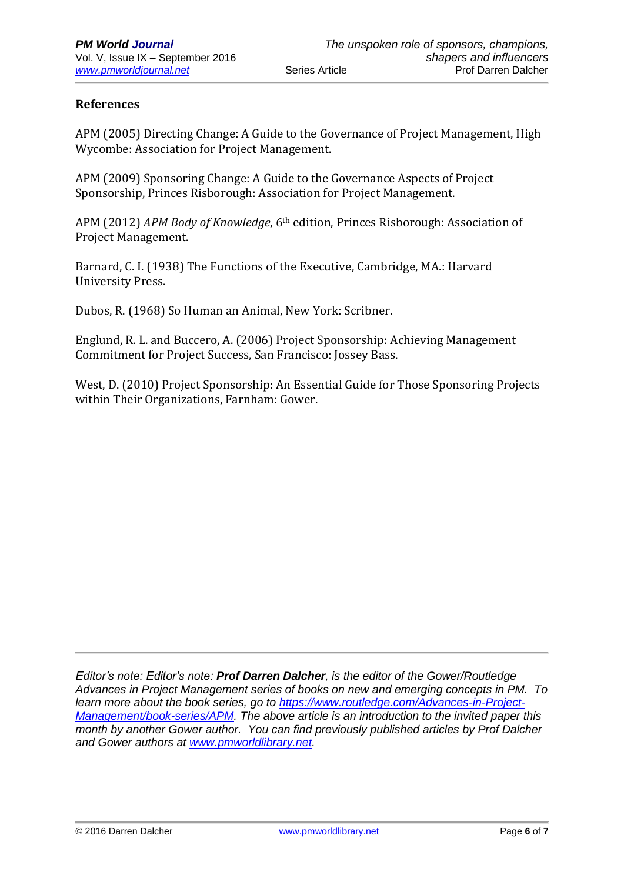## References

APM (2005) Directing Change: A Guide to the Governance of Project Management, High Wycombe: Association for Project Management.

APM (2009) Sponsoring Change: A Guide to the Governance Aspects of Project Sponsorship, Princes Risborough: Association for Project Management.

APM (2012) *APM Body of Knowledge*, 6th edition, Princes Risborough: Association of Project Management.

Barnard, C. I. (1938) The Functions of the Executive, Cambridge, MA.: Harvard University Press.

Dubos, R. (1968) So Human an Animal, New York: Scribner.

Englund, R. L. and Buccero, A. (2006) Project Sponsorship: Achieving Management Commitment for Project Success, San Francisco: Jossey Bass.

West, D. (2010) Project Sponsorship: An Essential Guide for Those Sponsoring Projects within Their Organizations, Farnham: Gower.

---

*Editor's note: Editor's note: **Prof Darren Dalcher**, is the editor of the Gower/Routledge Advances in Project Management series of books on new and emerging concepts in PM. To learn more about the book series, go to https://www.routledge.com/Advances-in-Project-Management/book-series/APM. The above article is an introduction to the invited paper this month by another Gower author. You can find previously published articles by Prof Dalcher and Gower authors at www.pmworldlibrary.net.*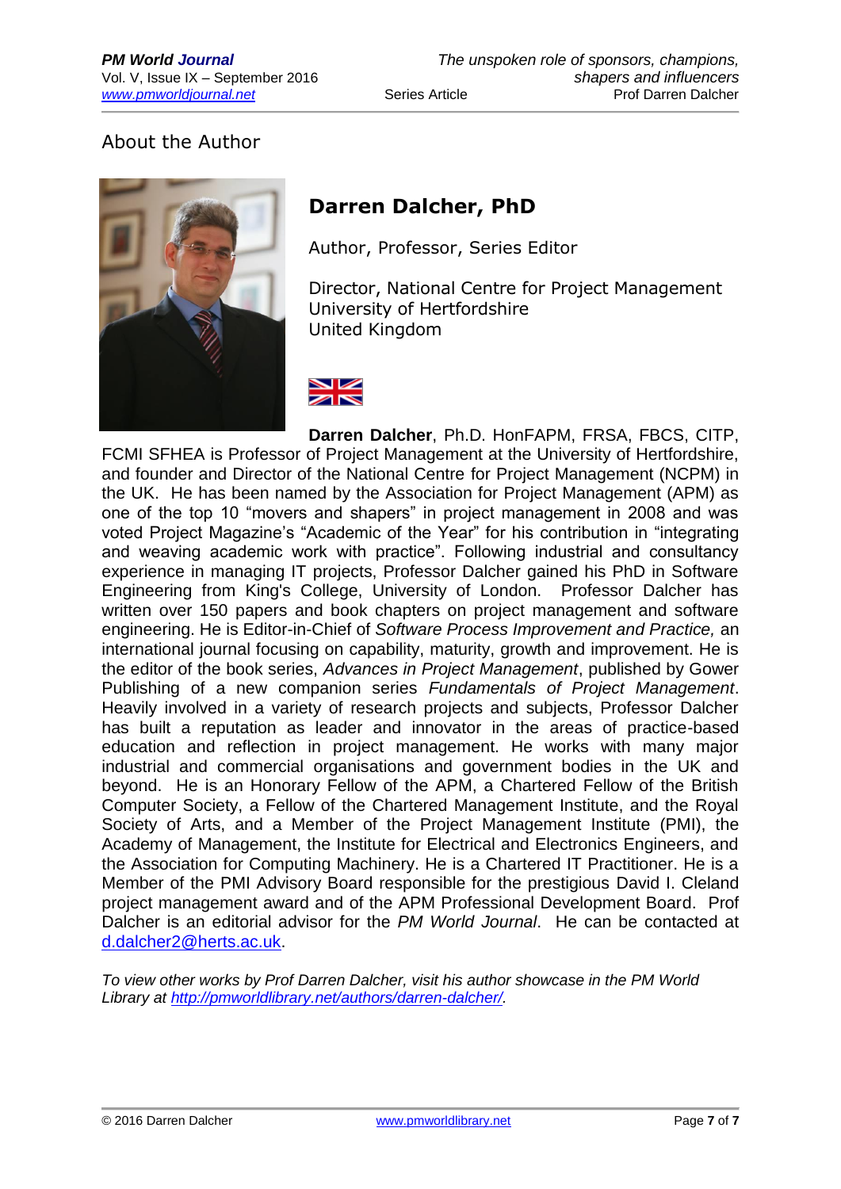## About the Author

### Darren Dalcher, PhD

Author, Professor, Series Editor

Director, National Centre for Project Management
University of Hertfordshire
United Kingdom

**Darren Dalcher**, Ph.D. HonFAPM, FRSA, FBCS, CITP, FCMI SFHEA is Professor of Project Management at the University of Hertfordshire, and founder and Director of the National Centre for Project Management (NCPM) in the UK. He has been named by the Association for Project Management (APM) as one of the top 10 "movers and shapers" in project management in 2008 and was voted Project Magazine's "Academic of the Year" for his contribution in "integrating and weaving academic work with practice". Following industrial and consultancy experience in managing IT projects, Professor Dalcher gained his PhD in Software Engineering from King's College, University of London. Professor Dalcher has written over 150 papers and book chapters on project management and software engineering. He is Editor-in-Chief of *Software Process Improvement and Practice,* an international journal focusing on capability, maturity, growth and improvement. He is the editor of the book series, *Advances in Project Management*, published by Gower Publishing of a new companion series *Fundamentals of Project Management*. Heavily involved in a variety of research projects and subjects, Professor Dalcher has built a reputation as leader and innovator in the areas of practice-based education and reflection in project management. He works with many major industrial and commercial organisations and government bodies in the UK and beyond. He is an Honorary Fellow of the APM, a Chartered Fellow of the British Computer Society, a Fellow of the Chartered Management Institute, and the Royal Society of Arts, and a Member of the Project Management Institute (PMI), the Academy of Management, the Institute for Electrical and Electronics Engineers, and the Association for Computing Machinery. He is a Chartered IT Practitioner. He is a Member of the PMI Advisory Board responsible for the prestigious David I. Cleland project management award and of the APM Professional Development Board. Prof Dalcher is an editorial advisor for the *PM World Journal*. He can be contacted at d.dalcher2@herts.ac.uk.

*To view other works by Prof Darren Dalcher, visit his author showcase in the PM World Library at http://pmworldlibrary.net/authors/darren-dalcher/.*